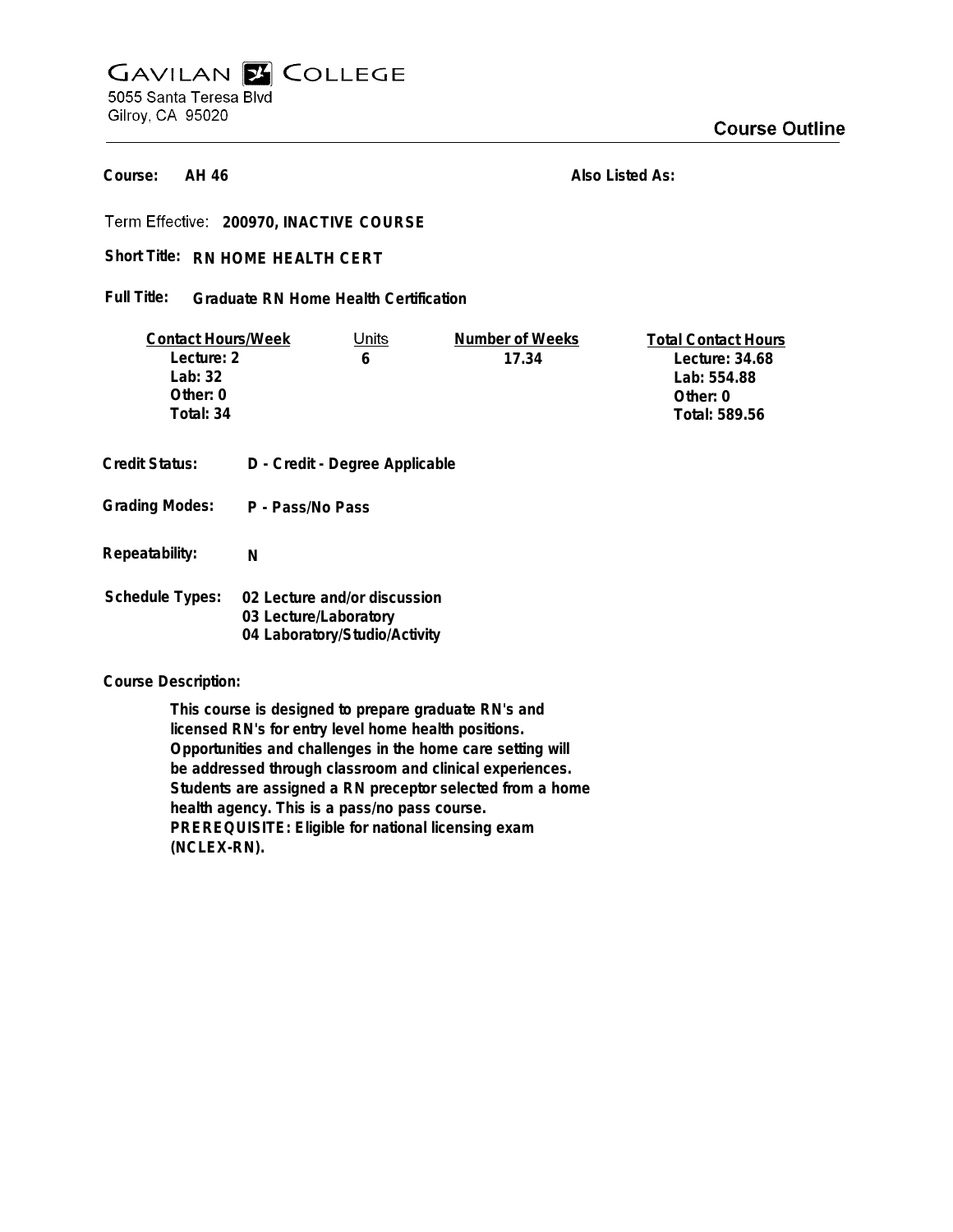# Gavilan College

5055 Santa Teresa Blvd
Gilroy, CA 95020

## Course Outline

**Course:** AH 46

**Also Listed As:**

Term Effective: **200970, INACTIVE COURSE**

**Short Title:** **RN HOME HEALTH CERT**

**Full Title:** **Graduate RN Home Health Certification**

| Contact Hours/Week | Units | Number of Weeks | Total Contact Hours |
|---|---|---|---|
| Lecture: 2 | 6 | 17.34 | Lecture: 34.68 |
| Lab: 32 | | | Lab: 554.88 |
| Other: 0 | | | Other: 0 |
| Total: 34 | | | Total: 589.56 |

**Credit Status:** D - Credit - Degree Applicable

**Grading Modes:** P - Pass/No Pass

**Repeatability:** N

**Schedule Types:**
- 02 Lecture and/or discussion
- 03 Lecture/Laboratory
- 04 Laboratory/Studio/Activity

**Course Description:**

This course is designed to prepare graduate RN's and licensed RN's for entry level home health positions. Opportunities and challenges in the home care setting will be addressed through classroom and clinical experiences. Students are assigned a RN preceptor selected from a home health agency. This is a pass/no pass course. PREREQUISITE: Eligible for national licensing exam (NCLEX-RN).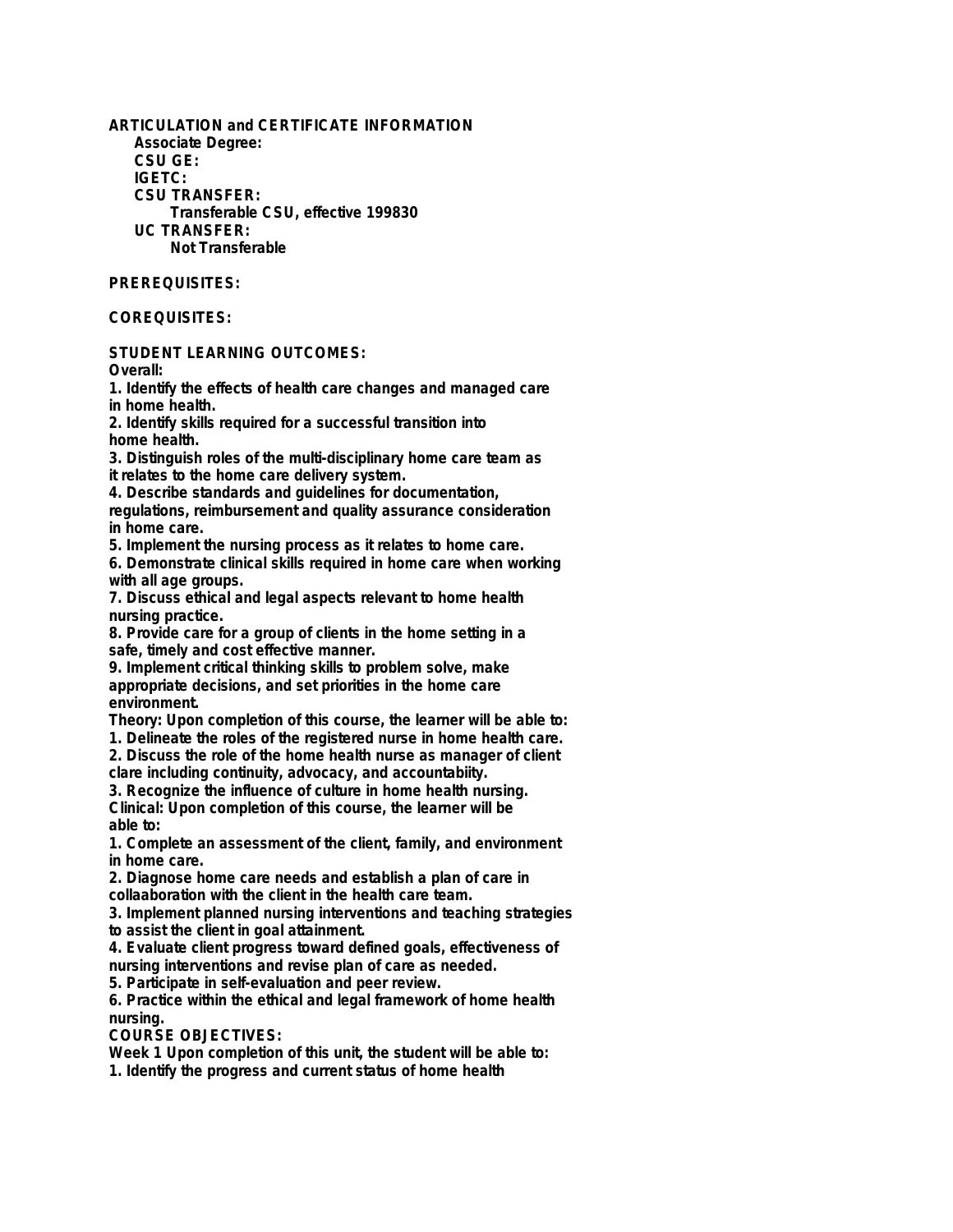**ARTICULATION and CERTIFICATE INFORMATION**

**Associate Degree:**

**CSU GE:**

**IGETC:**

**CSU TRANSFER:**

**Transferable CSU, effective 199830**

**UC TRANSFER:**

**Not Transferable**

**PREREQUISITES:**

**COREQUISITES:**

**STUDENT LEARNING OUTCOMES:**

**Overall:**

1. Identify the effects of health care changes and managed care in home health.
2. Identify skills required for a successful transition into home health.
3. Distinguish roles of the multi-disciplinary home care team as it relates to the home care delivery system.
4. Describe standards and guidelines for documentation, regulations, reimbursement and quality assurance consideration in home care.
5. Implement the nursing process as it relates to home care.
6. Demonstrate clinical skills required in home care when working with all age groups.
7. Discuss ethical and legal aspects relevant to home health nursing practice.
8. Provide care for a group of clients in the home setting in a safe, timely and cost effective manner.
9. Implement critical thinking skills to problem solve, make appropriate decisions, and set priorities in the home care environment.

**Theory: Upon completion of this course, the learner will be able to:**

1. Delineate the roles of the registered nurse in home health care.
2. Discuss the role of the home health nurse as manager of client clare including continuity, advocacy, and accountabiity.
3. Recognize the influence of culture in home health nursing.

**Clinical: Upon completion of this course, the learner will be able to:**

1. Complete an assessment of the client, family, and environment in home care.
2. Diagnose home care needs and establish a plan of care in collaaboration with the client in the health care team.
3. Implement planned nursing interventions and teaching strategies to assist the client in goal attainment.
4. Evaluate client progress toward defined goals, effectiveness of nursing interventions and revise plan of care as needed.
5. Participate in self-evaluation and peer review.
6. Practice within the ethical and legal framework of home health nursing.

**COURSE OBJECTIVES:**

**Week 1 Upon completion of this unit, the student will be able to:**

1. Identify the progress and current status of home health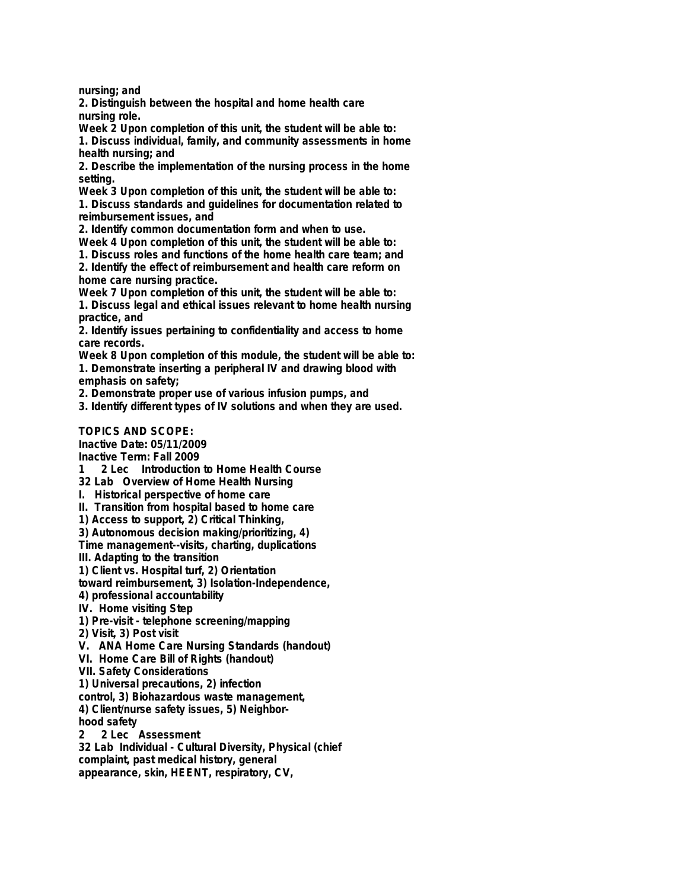nursing; and

2. Distinguish between the hospital and home health care nursing role.

Week 2 Upon completion of this unit, the student will be able to:

1. Discuss individual, family, and community assessments in home health nursing; and

2. Describe the implementation of the nursing process in the home setting.

Week 3 Upon completion of this unit, the student will be able to:

1. Discuss standards and guidelines for documentation related to reimbursement issues, and

2. Identify common documentation form and when to use.

Week 4 Upon completion of this unit, the student will be able to:

1. Discuss roles and functions of the home health care team; and

2. Identify the effect of reimbursement and health care reform on home care nursing practice.

Week 7 Upon completion of this unit, the student will be able to:

1. Discuss legal and ethical issues relevant to home health nursing practice, and

2. Identify issues pertaining to confidentiality and access to home care records.

Week 8 Upon completion of this module, the student will be able to:

1. Demonstrate inserting a peripheral IV and drawing blood with emphasis on safety;

2. Demonstrate proper use of various infusion pumps, and

3. Identify different types of IV solutions and when they are used.

**TOPICS AND SCOPE:**

Inactive Date: 05/11/2009

Inactive Term: Fall 2009

1 2 Lec Introduction to Home Health Course

32 Lab Overview of Home Health Nursing

I. Historical perspective of home care

II. Transition from hospital based to home care

1) Access to support, 2) Critical Thinking,
3) Autonomous decision making/prioritizing, 4)
Time management--visits, charting, duplications

III. Adapting to the transition

1) Client vs. Hospital turf, 2) Orientation
toward reimbursement, 3) Isolation-Independence,
4) professional accountability

IV. Home visiting Step

1) Pre-visit - telephone screening/mapping
2) Visit, 3) Post visit

V. ANA Home Care Nursing Standards (handout)

VI. Home Care Bill of Rights (handout)

VII. Safety Considerations

1) Universal precautions, 2) infection
control, 3) Biohazardous waste management,
4) Client/nurse safety issues, 5) Neighbor-
hood safety

2 2 Lec Assessment

32 Lab Individual - Cultural Diversity, Physical (chief
complaint, past medical history, general
appearance, skin, HEENT, respiratory, CV,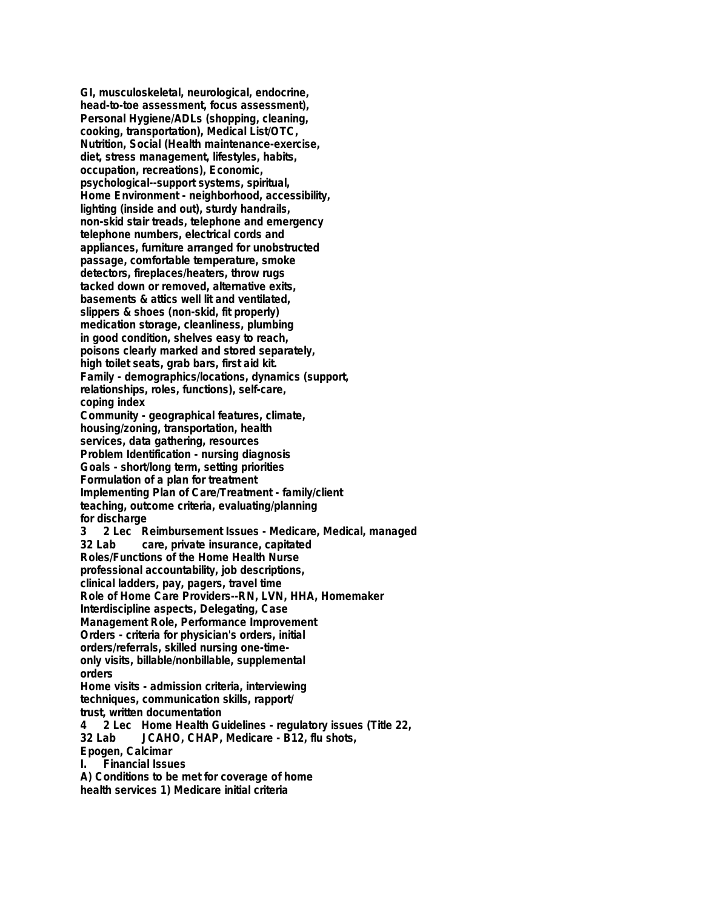GI, musculoskeletal, neurological, endocrine,
head-to-toe assessment, focus assessment),
Personal Hygiene/ADLs (shopping, cleaning,
cooking, transportation), Medical List/OTC,
Nutrition, Social (Health maintenance-exercise,
diet, stress management, lifestyles, habits,
occupation, recreations), Economic,
psychological--support systems, spiritual,
Home Environment - neighborhood, accessibility,
lighting (inside and out), sturdy handrails,
non-skid stair treads, telephone and emergency
telephone numbers, electrical cords and
appliances, furniture arranged for unobstructed
passage, comfortable temperature, smoke
detectors, fireplaces/heaters, throw rugs
tacked down or removed, alternative exits,
basements & attics well lit and ventilated,
slippers & shoes (non-skid, fit properly)
medication storage, cleanliness, plumbing
in good condition, shelves easy to reach,
poisons clearly marked and stored separately,
high toilet seats, grab bars, first aid kit.
Family - demographics/locations, dynamics (support,
relationships, roles, functions), self-care,
coping index
Community - geographical features, climate,
housing/zoning, transportation, health
services, data gathering, resources
Problem Identification - nursing diagnosis
Goals - short/long term, setting priorities
Formulation of a plan for treatment
Implementing Plan of Care/Treatment - family/client
teaching, outcome criteria, evaluating/planning
for discharge
3 2 Lec Reimbursement Issues - Medicare, Medical, managed
32 Lab care, private insurance, capitated
Roles/Functions of the Home Health Nurse
professional accountability, job descriptions,
clinical ladders, pay, pagers, travel time
Role of Home Care Providers--RN, LVN, HHA, Homemaker
Interdiscipline aspects, Delegating, Case
Management Role, Performance Improvement
Orders - criteria for physician's orders, initial
orders/referrals, skilled nursing one-time-
only visits, billable/nonbillable, supplemental
orders
Home visits - admission criteria, interviewing
techniques, communication skills, rapport/
trust, written documentation
4 2 Lec Home Health Guidelines - regulatory issues (Title 22,
32 Lab JCAHO, CHAP, Medicare - B12, flu shots,
Epogen, Calcimar
I. Financial Issues
A) Conditions to be met for coverage of home
health services 1) Medicare initial criteria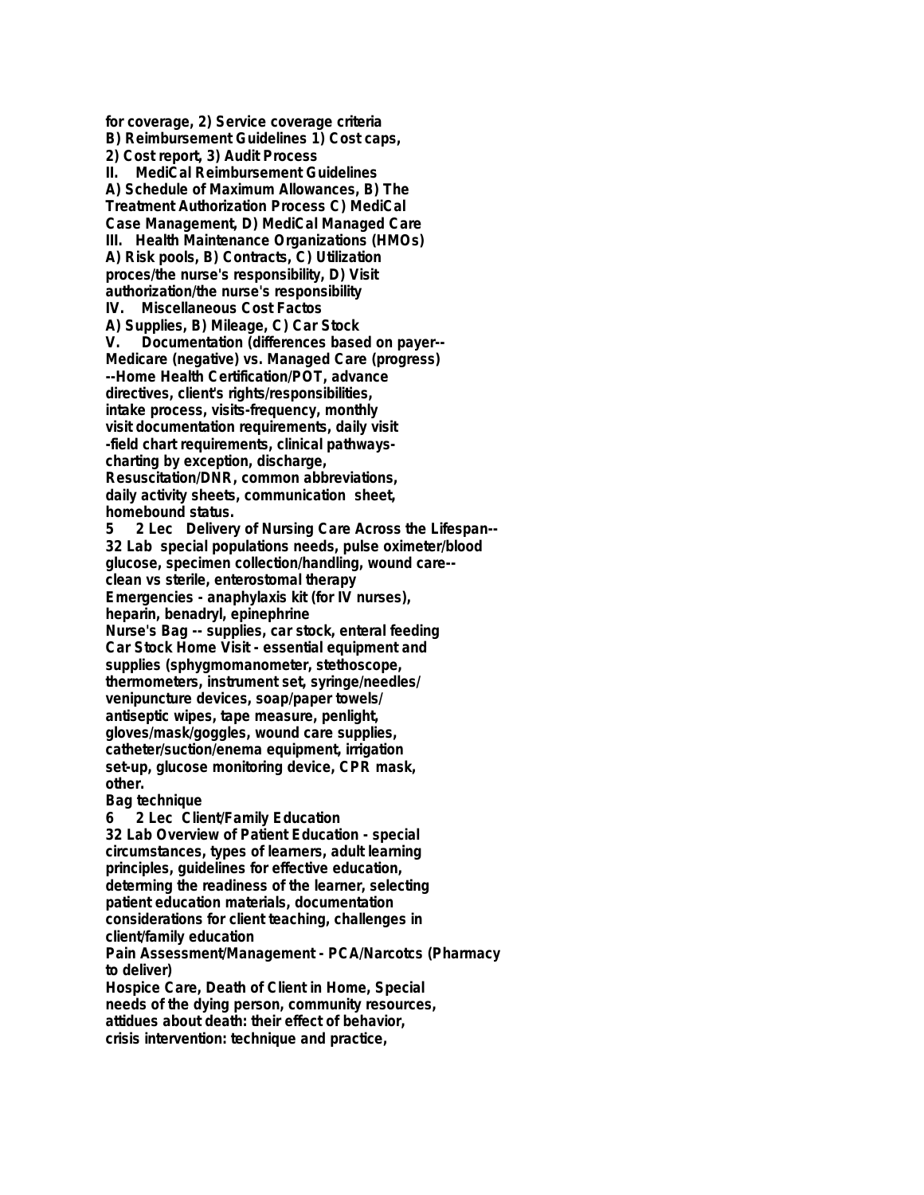**for coverage, 2) Service coverage criteria**
**B) Reimbursement Guidelines 1) Cost caps,**
**2) Cost report, 3) Audit Process**
**II. MediCal Reimbursement Guidelines**
**A) Schedule of Maximum Allowances, B) The**
**Treatment Authorization Process C) MediCal**
**Case Management, D) MediCal Managed Care**
**III. Health Maintenance Organizations (HMOs)**
**A) Risk pools, B) Contracts, C) Utilization**
**proces/the nurse's responsibility, D) Visit**
**authorization/the nurse's responsibility**
**IV. Miscellaneous Cost Factos**
**A) Supplies, B) Mileage, C) Car Stock**
**V. Documentation (differences based on payer--**
**Medicare (negative) vs. Managed Care (progress)**
**--Home Health Certification/POT, advance**
**directives, client's rights/responsibilities,**
**intake process, visits-frequency, monthly**
**visit documentation requirements, daily visit**
**-field chart requirements, clinical pathways-**
**charting by exception, discharge,**
**Resuscitation/DNR, common abbreviations,**
**daily activity sheets, communication sheet,**
**homebound status.**

**5 2 Lec Delivery of Nursing Care Across the Lifespan--**
**32 Lab special populations needs, pulse oximeter/blood**
**glucose, specimen collection/handling, wound care--**
**clean vs sterile, enterostomal therapy**
**Emergencies - anaphylaxis kit (for IV nurses),**
**heparin, benadryl, epinephrine**
**Nurse's Bag -- supplies, car stock, enteral feeding**
**Car Stock Home Visit - essential equipment and**
**supplies (sphygmomanometer, stethoscope,**
**thermometers, instrument set, syringe/needles/**
**venipuncture devices, soap/paper towels/**
**antiseptic wipes, tape measure, penlight,**
**gloves/mask/goggles, wound care supplies,**
**catheter/suction/enema equipment, irrigation**
**set-up, glucose monitoring device, CPR mask,**
**other.**
**Bag technique**

**6 2 Lec Client/Family Education**
**32 Lab Overview of Patient Education - special**
**circumstances, types of learners, adult learning**
**principles, guidelines for effective education,**
**determing the readiness of the learner, selecting**
**patient education materials, documentation**
**considerations for client teaching, challenges in**
**client/family education**
**Pain Assessment/Management - PCA/Narcotcs (Pharmacy**
**to deliver)**
**Hospice Care, Death of Client in Home, Special**
**needs of the dying person, community resources,**
**attidues about death: their effect of behavior,**
**crisis intervention: technique and practice,**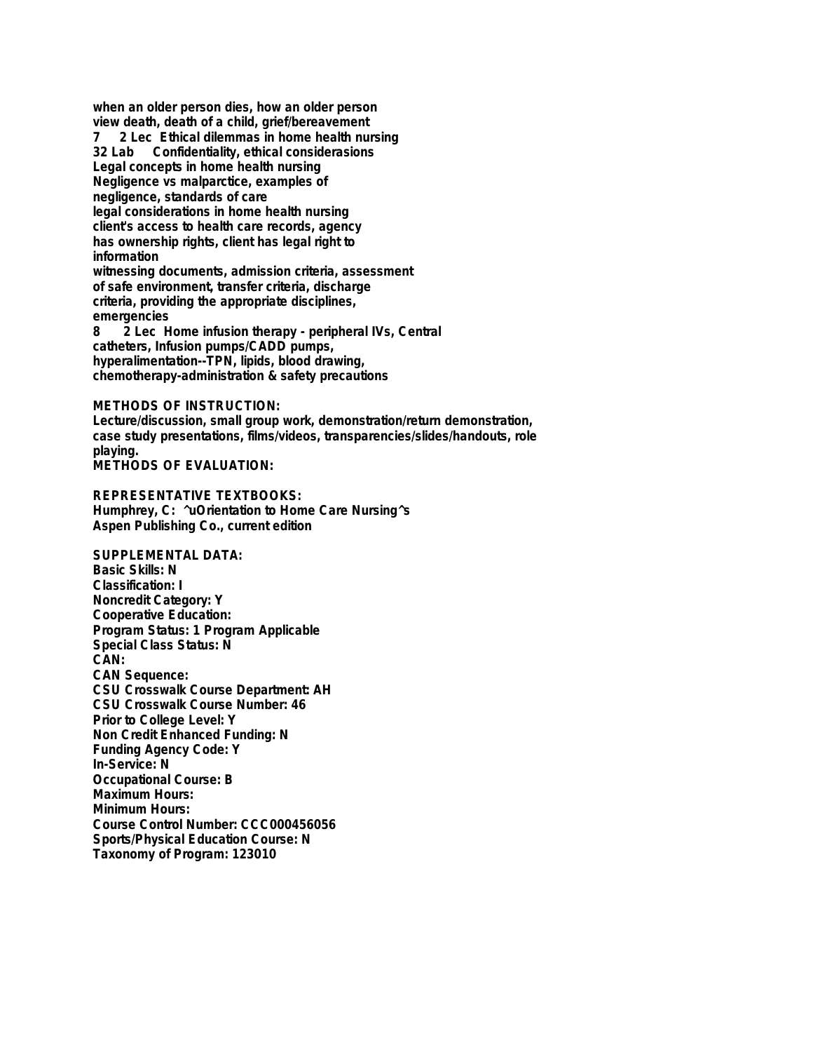when an older person dies, how an older person view death, death of a child, grief/bereavement

7 2 Lec Ethical dilemmas in home health nursing
32 Lab Confidentiality, ethical considerasions
Legal concepts in home health nursing
Negligence vs malparctice, examples of negligence, standards of care
legal considerations in home health nursing
client's access to health care records, agency has ownership rights, client has legal right to information
witnessing documents, admission criteria, assessment of safe environment, transfer criteria, discharge criteria, providing the appropriate disciplines, emergencies

8 2 Lec Home infusion therapy - peripheral IVs, Central catheters, Infusion pumps/CADD pumps, hyperalimentation--TPN, lipids, blood drawing, chemotherapy-administration & safety precautions

**METHODS OF INSTRUCTION:**
Lecture/discussion, small group work, demonstration/return demonstration, case study presentations, films/videos, transparencies/slides/handouts, role playing.

**METHODS OF EVALUATION:**

**REPRESENTATIVE TEXTBOOKS:**
Humphrey, C: ^uOrientation to Home Care Nursing^s
Aspen Publishing Co., current edition

**SUPPLEMENTAL DATA:**
Basic Skills: N
Classification: I
Noncredit Category: Y
Cooperative Education:
Program Status: 1 Program Applicable
Special Class Status: N
CAN:
CAN Sequence:
CSU Crosswalk Course Department: AH
CSU Crosswalk Course Number: 46
Prior to College Level: Y
Non Credit Enhanced Funding: N
Funding Agency Code: Y
In-Service: N
Occupational Course: B
Maximum Hours:
Minimum Hours:
Course Control Number: CCC000456056
Sports/Physical Education Course: N
Taxonomy of Program: 123010